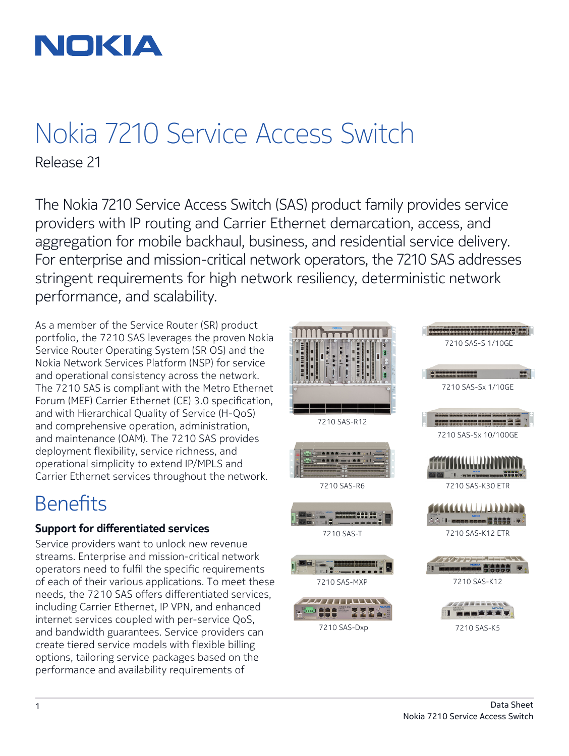# Nokia 7210 Service Access Switch

Release 21

The Nokia 7210 Service Access Switch (SAS) product family provides service providers with IP routing and Carrier Ethernet demarcation, access, and aggregation for mobile backhaul, business, and residential service delivery. For enterprise and mission-critical network operators, the 7210 SAS addresses stringent requirements for high network resiliency, deterministic network performance, and scalability.

As a member of the Service Router (SR) product portfolio, the 7210 SAS leverages the proven Nokia Service Router Operating System (SR OS) and the Nokia Network Services Platform (NSP) for service and operational consistency across the network. The 7210 SAS is compliant with the Metro Ethernet Forum (MEF) Carrier Ethernet (CE) 3.0 specification, and with Hierarchical Quality of Service (H-QoS) and comprehensive operation, administration, and maintenance (OAM). The 7210 SAS provides deployment flexibility, service richness, and operational simplicity to extend IP/MPLS and Carrier Ethernet services throughout the network.

7210 SAS-R12

7210 SAS-R6

7210 SAS-T

7210 SAS-MXP

7210 SAS-Dxp

7210 SAS-S 1/10GE

7210 SAS-Sx 1/10GE

7210 SAS-Sx 10/100GE

7210 SAS-K30 ETR

7210 SAS-K12 ETR

7210 SAS-K12

7210 SAS-K5

## Benefits

### Support for differentiated services

Service providers want to unlock new revenue streams. Enterprise and mission-critical network operators need to fulfil the specific requirements of each of their various applications. To meet these needs, the 7210 SAS offers differentiated services, including Carrier Ethernet, IP VPN, and enhanced internet services coupled with per-service QoS, and bandwidth guarantees. Service providers can create tiered service models with flexible billing options, tailoring service packages based on the performance and availability requirements of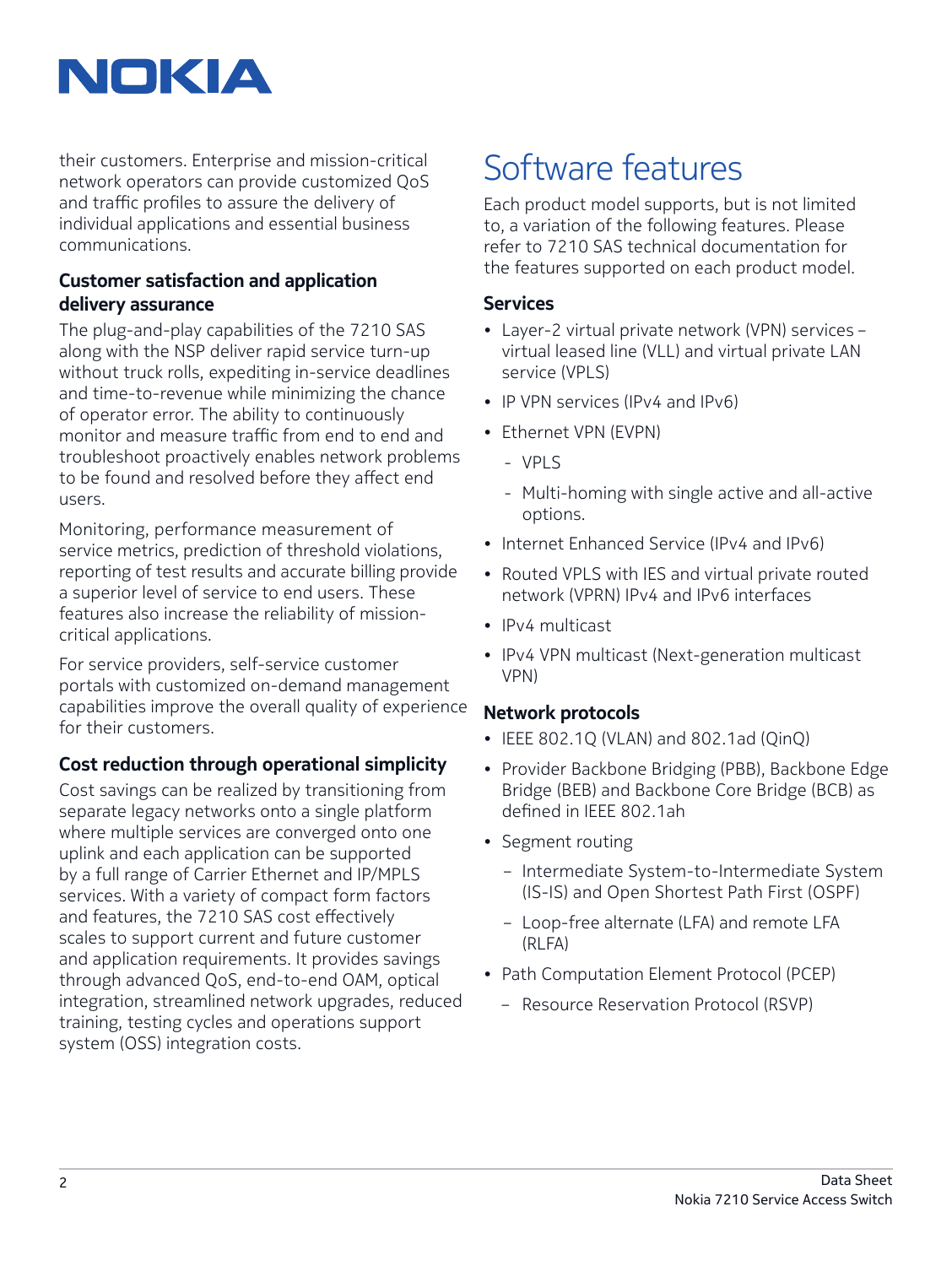their customers. Enterprise and mission-critical network operators can provide customized QoS and traffic profiles to assure the delivery of individual applications and essential business communications.

### Customer satisfaction and application delivery assurance

The plug-and-play capabilities of the 7210 SAS along with the NSP deliver rapid service turn-up without truck rolls, expediting in-service deadlines and time-to-revenue while minimizing the chance of operator error. The ability to continuously monitor and measure traffic from end to end and troubleshoot proactively enables network problems to be found and resolved before they affect end users.

Monitoring, performance measurement of service metrics, prediction of threshold violations, reporting of test results and accurate billing provide a superior level of service to end users. These features also increase the reliability of mission-critical applications.

For service providers, self-service customer portals with customized on-demand management capabilities improve the overall quality of experience for their customers.

### Cost reduction through operational simplicity

Cost savings can be realized by transitioning from separate legacy networks onto a single platform where multiple services are converged onto one uplink and each application can be supported by a full range of Carrier Ethernet and IP/MPLS services. With a variety of compact form factors and features, the 7210 SAS cost effectively scales to support current and future customer and application requirements. It provides savings through advanced QoS, end-to-end OAM, optical integration, streamlined network upgrades, reduced training, testing cycles and operations support system (OSS) integration costs.

## Software features

Each product model supports, but is not limited to, a variation of the following features. Please refer to 7210 SAS technical documentation for the features supported on each product model.

### Services

- Layer-2 virtual private network (VPN) services – virtual leased line (VLL) and virtual private LAN service (VPLS)
- IP VPN services (IPv4 and IPv6)
- Ethernet VPN (EVPN)
  - VPLS
  - Multi-homing with single active and all-active options.
- Internet Enhanced Service (IPv4 and IPv6)
- Routed VPLS with IES and virtual private routed network (VPRN) IPv4 and IPv6 interfaces
- IPv4 multicast
- IPv4 VPN multicast (Next-generation multicast VPN)

### Network protocols

- IEEE 802.1Q (VLAN) and 802.1ad (QinQ)
- Provider Backbone Bridging (PBB), Backbone Edge Bridge (BEB) and Backbone Core Bridge (BCB) as defined in IEEE 802.1ah
- Segment routing
  - Intermediate System-to-Intermediate System (IS-IS) and Open Shortest Path First (OSPF)
  - Loop-free alternate (LFA) and remote LFA (RLFA)
- Path Computation Element Protocol (PCEP)
  - Resource Reservation Protocol (RSVP)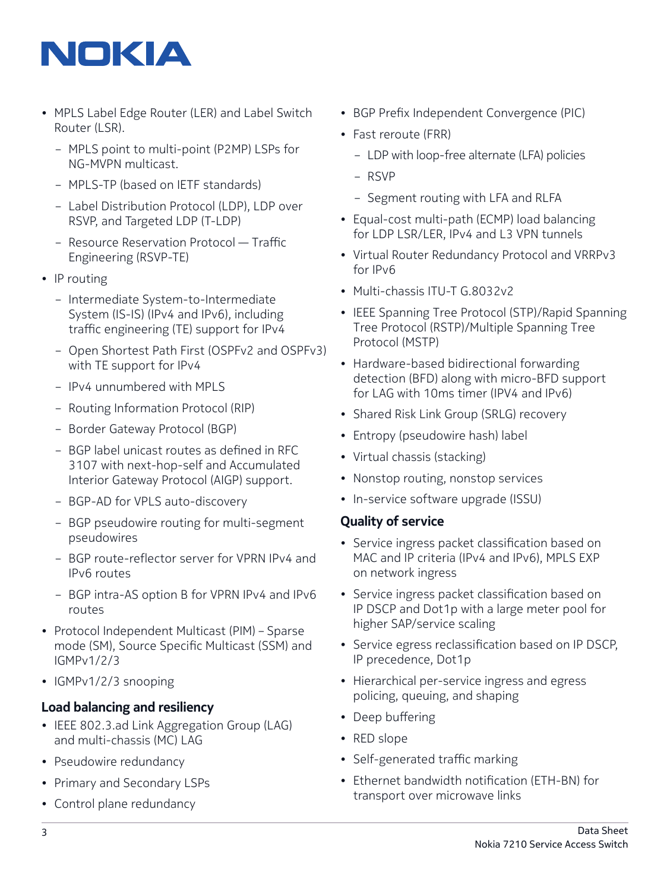- MPLS Label Edge Router (LER) and Label Switch Router (LSR).
  - MPLS point to multi-point (P2MP) LSPs for NG-MVPN multicast.
  - MPLS-TP (based on IETF standards)
  - Label Distribution Protocol (LDP), LDP over RSVP, and Targeted LDP (T-LDP)
  - Resource Reservation Protocol — Traffic Engineering (RSVP-TE)
- IP routing
  - Intermediate System-to-Intermediate System (IS-IS) (IPv4 and IPv6), including traffic engineering (TE) support for IPv4
  - Open Shortest Path First (OSPFv2 and OSPFv3) with TE support for IPv4
  - IPv4 unnumbered with MPLS
  - Routing Information Protocol (RIP)
  - Border Gateway Protocol (BGP)
  - BGP label unicast routes as defined in RFC 3107 with next-hop-self and Accumulated Interior Gateway Protocol (AIGP) support.
  - BGP-AD for VPLS auto-discovery
  - BGP pseudowire routing for multi-segment pseudowires
  - BGP route-reflector server for VPRN IPv4 and IPv6 routes
  - BGP intra-AS option B for VPRN IPv4 and IPv6 routes
- Protocol Independent Multicast (PIM) – Sparse mode (SM), Source Specific Multicast (SSM) and IGMPv1/2/3
- IGMPv1/2/3 snooping

### Load balancing and resiliency

- IEEE 802.3.ad Link Aggregation Group (LAG) and multi-chassis (MC) LAG
- Pseudowire redundancy
- Primary and Secondary LSPs
- Control plane redundancy
- BGP Prefix Independent Convergence (PIC)
- Fast reroute (FRR)
  - LDP with loop-free alternate (LFA) policies
  - RSVP
  - Segment routing with LFA and RLFA
- Equal-cost multi-path (ECMP) load balancing for LDP LSR/LER, IPv4 and L3 VPN tunnels
- Virtual Router Redundancy Protocol and VRRPv3 for IPv6
- Multi-chassis ITU-T G.8032v2
- IEEE Spanning Tree Protocol (STP)/Rapid Spanning Tree Protocol (RSTP)/Multiple Spanning Tree Protocol (MSTP)
- Hardware-based bidirectional forwarding detection (BFD) along with micro-BFD support for LAG with 10ms timer (IPV4 and IPv6)
- Shared Risk Link Group (SRLG) recovery
- Entropy (pseudowire hash) label
- Virtual chassis (stacking)
- Nonstop routing, nonstop services
- In-service software upgrade (ISSU)

### Quality of service

- Service ingress packet classification based on MAC and IP criteria (IPv4 and IPv6), MPLS EXP on network ingress
- Service ingress packet classification based on IP DSCP and Dot1p with a large meter pool for higher SAP/service scaling
- Service egress reclassification based on IP DSCP, IP precedence, Dot1p
- Hierarchical per-service ingress and egress policing, queuing, and shaping
- Deep buffering
- RED slope
- Self-generated traffic marking
- Ethernet bandwidth notification (ETH-BN) for transport over microwave links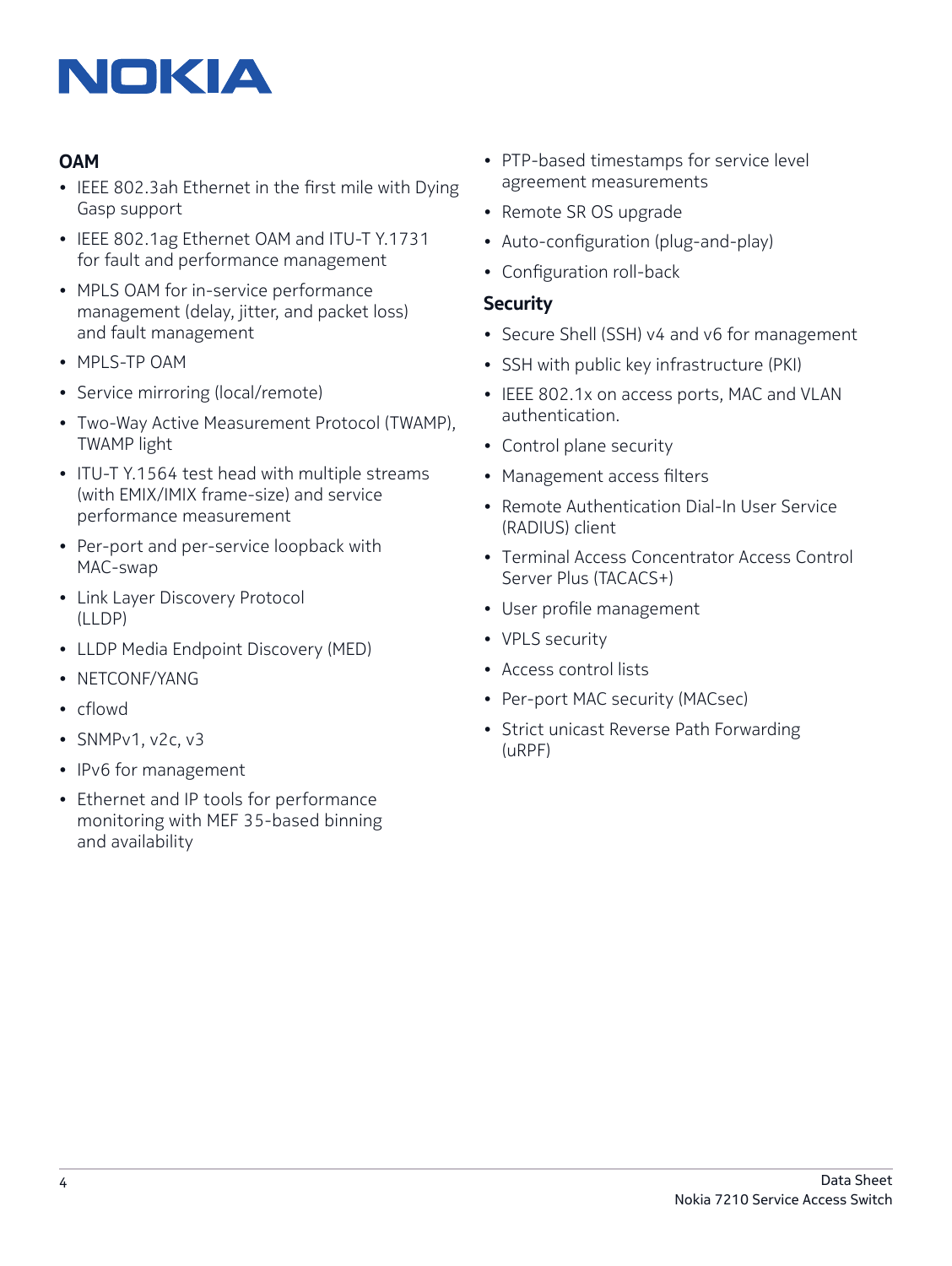### OAM

- IEEE 802.3ah Ethernet in the first mile with Dying Gasp support
- IEEE 802.1ag Ethernet OAM and ITU-T Y.1731 for fault and performance management
- MPLS OAM for in-service performance management (delay, jitter, and packet loss) and fault management
- MPLS-TP OAM
- Service mirroring (local/remote)
- Two-Way Active Measurement Protocol (TWAMP), TWAMP light
- ITU-T Y.1564 test head with multiple streams (with EMIX/IMIX frame-size) and service performance measurement
- Per-port and per-service loopback with MAC-swap
- Link Layer Discovery Protocol (LLDP)
- LLDP Media Endpoint Discovery (MED)
- NETCONF/YANG
- cflowd
- SNMPv1, v2c, v3
- IPv6 for management
- Ethernet and IP tools for performance monitoring with MEF 35-based binning and availability
- PTP-based timestamps for service level agreement measurements
- Remote SR OS upgrade
- Auto-configuration (plug-and-play)
- Configuration roll-back

### Security

- Secure Shell (SSH) v4 and v6 for management
- SSH with public key infrastructure (PKI)
- IEEE 802.1x on access ports, MAC and VLAN authentication.
- Control plane security
- Management access filters
- Remote Authentication Dial-In User Service (RADIUS) client
- Terminal Access Concentrator Access Control Server Plus (TACACS+)
- User profile management
- VPLS security
- Access control lists
- Per-port MAC security (MACsec)
- Strict unicast Reverse Path Forwarding (uRPF)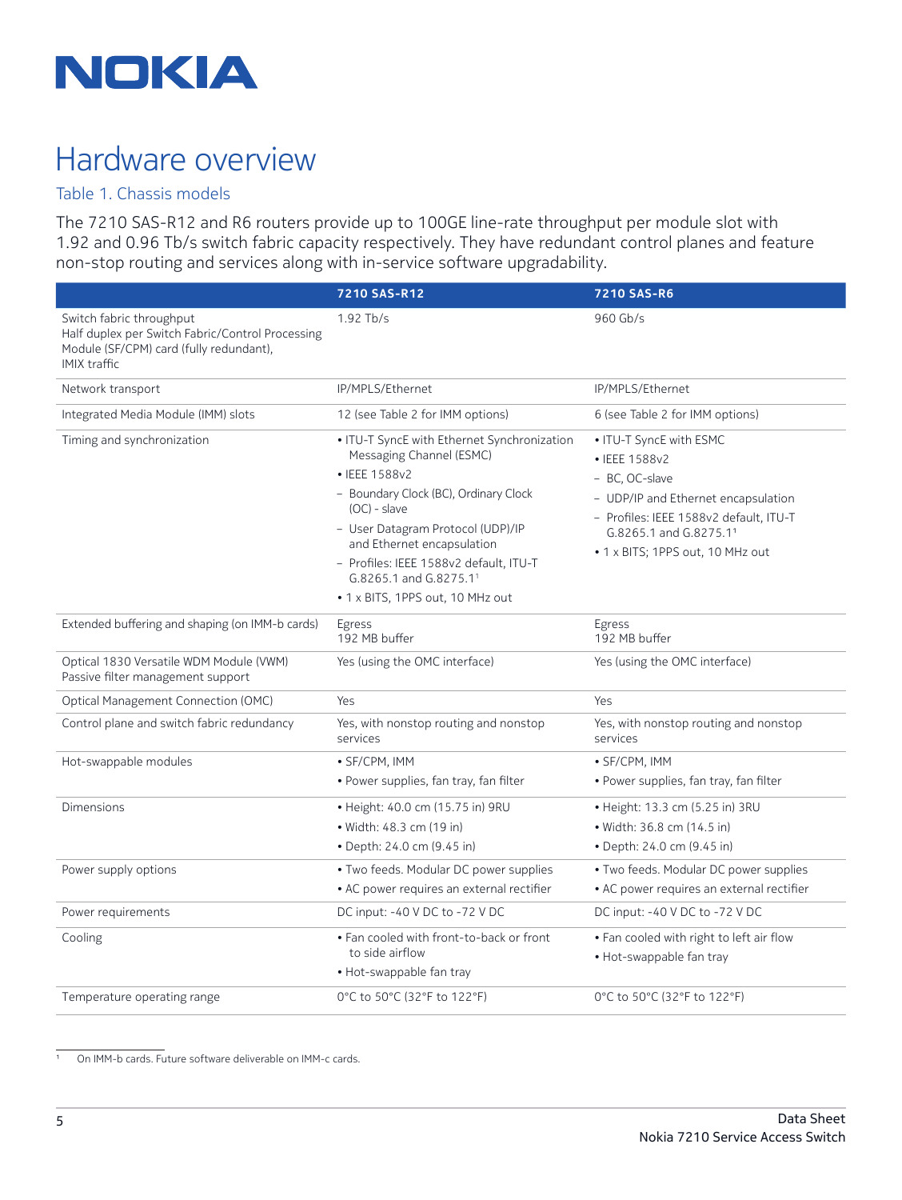# Hardware overview

## Table 1. Chassis models

The 7210 SAS-R12 and R6 routers provide up to 100GE line-rate throughput per module slot with 1.92 and 0.96 Tb/s switch fabric capacity respectively. They have redundant control planes and feature non-stop routing and services along with in-service software upgradability.

| | 7210 SAS-R12 | 7210 SAS-R6 |
|---|---|---|
| Switch fabric throughput<br>Half duplex per Switch Fabric/Control Processing Module (SF/CPM) card (fully redundant), IMIX traffic | 1.92 Tb/s | 960 Gb/s |
| Network transport | IP/MPLS/Ethernet | IP/MPLS/Ethernet |
| Integrated Media Module (IMM) slots | 12 (see Table 2 for IMM options) | 6 (see Table 2 for IMM options) |
| Timing and synchronization | • ITU-T SyncE with Ethernet Synchronization Messaging Channel (ESMC)<br>• IEEE 1588v2<br>– Boundary Clock (BC), Ordinary Clock (OC) - slave<br>– User Datagram Protocol (UDP)/IP and Ethernet encapsulation<br>– Profiles: IEEE 1588v2 default, ITU-T G.8265.1 and G.8275.1[1]<br>• 1 x BITS, 1PPS out, 10 MHz out | • ITU-T SyncE with ESMC<br>• IEEE 1588v2<br>– BC, OC-slave<br>– UDP/IP and Ethernet encapsulation<br>– Profiles: IEEE 1588v2 default, ITU-T G.8265.1 and G.8275.1[1]<br>• 1 x BITS; 1PPS out, 10 MHz out |
| Extended buffering and shaping (on IMM-b cards) | Egress<br>192 MB buffer | Egress<br>192 MB buffer |
| Optical 1830 Versatile WDM Module (VWM) Passive filter management support | Yes (using the OMC interface) | Yes (using the OMC interface) |
| Optical Management Connection (OMC) | Yes | Yes |
| Control plane and switch fabric redundancy | Yes, with nonstop routing and nonstop services | Yes, with nonstop routing and nonstop services |
| Hot-swappable modules | • SF/CPM, IMM<br>• Power supplies, fan tray, fan filter | • SF/CPM, IMM<br>• Power supplies, fan tray, fan filter |
| Dimensions | • Height: 40.0 cm (15.75 in) 9RU<br>• Width: 48.3 cm (19 in)<br>• Depth: 24.0 cm (9.45 in) | • Height: 13.3 cm (5.25 in) 3RU<br>• Width: 36.8 cm (14.5 in)<br>• Depth: 24.0 cm (9.45 in) |
| Power supply options | • Two feeds. Modular DC power supplies<br>• AC power requires an external rectifier | • Two feeds. Modular DC power supplies<br>• AC power requires an external rectifier |
| Power requirements | DC input: -40 V DC to -72 V DC | DC input: -40 V DC to -72 V DC |
| Cooling | • Fan cooled with front-to-back or front to side airflow<br>• Hot-swappable fan tray | • Fan cooled with right to left air flow<br>• Hot-swappable fan tray |
| Temperature operating range | 0°C to 50°C (32°F to 122°F) | 0°C to 50°C (32°F to 122°F) |

[1] On IMM-b cards. Future software deliverable on IMM-c cards.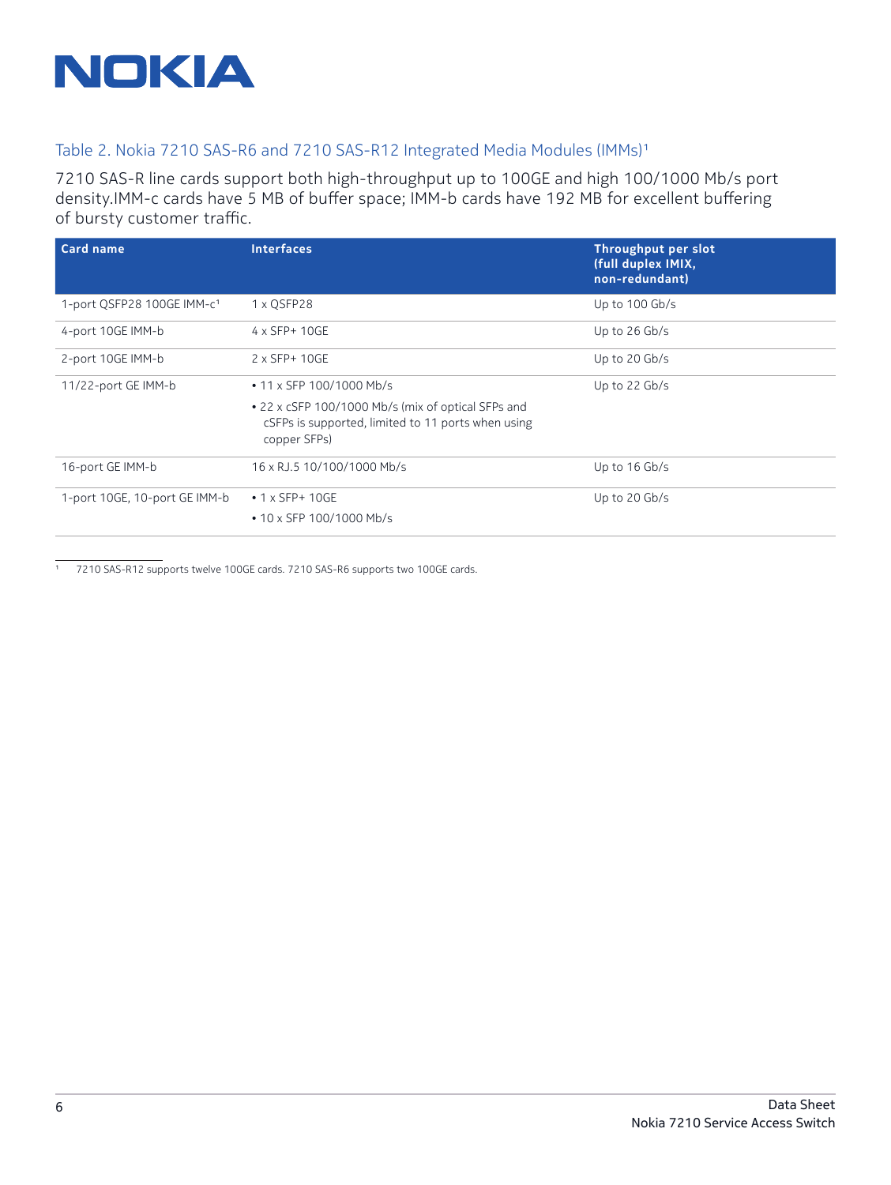### Table 2. Nokia 7210 SAS-R6 and 7210 SAS-R12 Integrated Media Modules (IMMs)[1]

7210 SAS-R line cards support both high-throughput up to 100GE and high 100/1000 Mb/s port density.IMM-c cards have 5 MB of buffer space; IMM-b cards have 192 MB for excellent buffering of bursty customer traffic.

| Card name | Interfaces | Throughput per slot (full duplex IMIX, non-redundant) |
|---|---|---|
| 1-port QSFP28 100GE IMM-c[1] | 1 x QSFP28 | Up to 100 Gb/s |
| 4-port 10GE IMM-b | 4 x SFP+ 10GE | Up to 26 Gb/s |
| 2-port 10GE IMM-b | 2 x SFP+ 10GE | Up to 20 Gb/s |
| 11/22-port GE IMM-b | • 11 x SFP 100/1000 Mb/s<br>• 22 x cSFP 100/1000 Mb/s (mix of optical SFPs and cSFPs is supported, limited to 11 ports when using copper SFPs) | Up to 22 Gb/s |
| 16-port GE IMM-b | 16 x RJ.5 10/100/1000 Mb/s | Up to 16 Gb/s |
| 1-port 10GE, 10-port GE IMM-b | • 1 x SFP+ 10GE<br>• 10 x SFP 100/1000 Mb/s | Up to 20 Gb/s |

[1] 7210 SAS-R12 supports twelve 100GE cards. 7210 SAS-R6 supports two 100GE cards.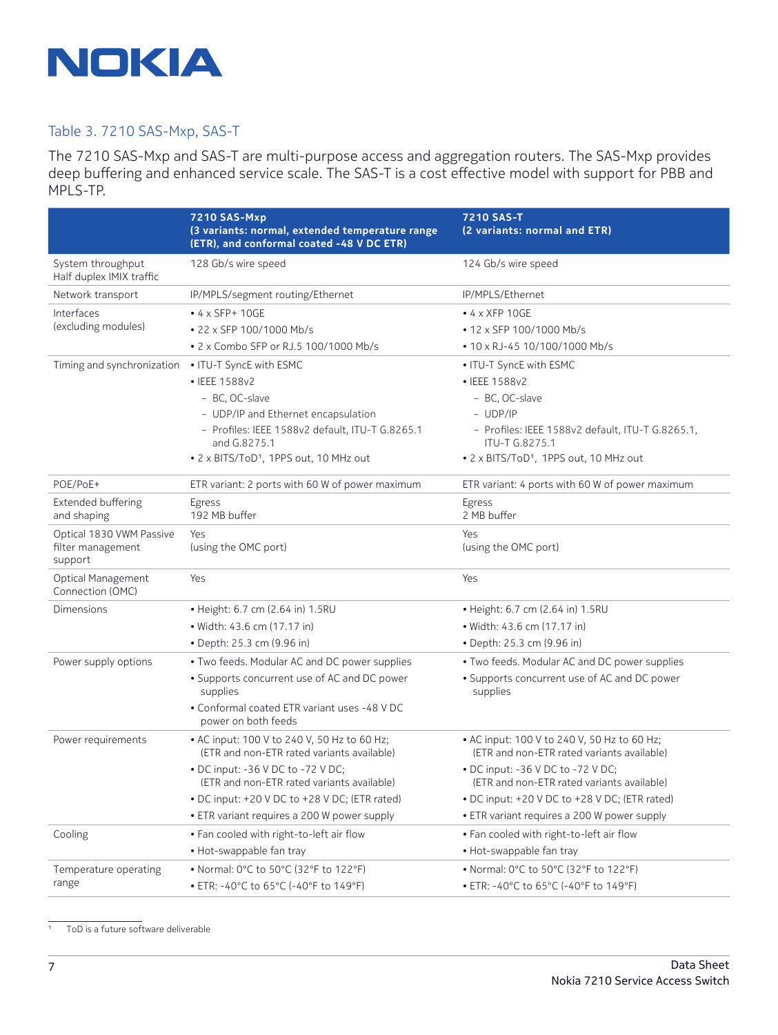### Table 3. 7210 SAS-Mxp, SAS-T

The 7210 SAS-Mxp and SAS-T are multi-purpose access and aggregation routers. The SAS-Mxp provides deep buffering and enhanced service scale. The SAS-T is a cost effective model with support for PBB and MPLS-TP.

| | 7210 SAS-Mxp (3 variants: normal, extended temperature range (ETR), and conformal coated -48 V DC ETR) | 7210 SAS-T (2 variants: normal and ETR) |
|---|---|---|
| System throughput Half duplex IMIX traffic | 128 Gb/s wire speed | 124 Gb/s wire speed |
| Network transport | IP/MPLS/segment routing/Ethernet | IP/MPLS/Ethernet |
| Interfaces (excluding modules) | • 4 x SFP+ 10GE<br>• 22 x SFP 100/1000 Mb/s<br>• 2 x Combo SFP or RJ.5 100/1000 Mb/s | • 4 x XFP 10GE<br>• 12 x SFP 100/1000 Mb/s<br>• 10 x RJ-45 10/100/1000 Mb/s |
| Timing and synchronization | • ITU-T SyncE with ESMC<br>• IEEE 1588v2<br>– BC, OC-slave<br>– UDP/IP and Ethernet encapsulation<br>– Profiles: IEEE 1588v2 default, ITU-T G.8265.1 and G.8275.1<br>• 2 x BITS/ToD[1], 1PPS out, 10 MHz out | • ITU-T SyncE with ESMC<br>• IEEE 1588v2<br>– BC, OC-slave<br>– UDP/IP<br>– Profiles: IEEE 1588v2 default, ITU-T G.8265.1, ITU-T G.8275.1<br>• 2 x BITS/ToD[1], 1PPS out, 10 MHz out |
| POE/PoE+ | ETR variant: 2 ports with 60 W of power maximum | ETR variant: 4 ports with 60 W of power maximum |
| Extended buffering and shaping | Egress<br>192 MB buffer | Egress<br>2 MB buffer |
| Optical 1830 VWM Passive filter management support | Yes<br>(using the OMC port) | Yes<br>(using the OMC port) |
| Optical Management Connection (OMC) | Yes | Yes |
| Dimensions | • Height: 6.7 cm (2.64 in) 1.5RU<br>• Width: 43.6 cm (17.17 in)<br>• Depth: 25.3 cm (9.96 in) | • Height: 6.7 cm (2.64 in) 1.5RU<br>• Width: 43.6 cm (17.17 in)<br>• Depth: 25.3 cm (9.96 in) |
| Power supply options | • Two feeds. Modular AC and DC power supplies<br>• Supports concurrent use of AC and DC power supplies<br>• Conformal coated ETR variant uses -48 V DC power on both feeds | • Two feeds. Modular AC and DC power supplies<br>• Supports concurrent use of AC and DC power supplies |
| Power requirements | • AC input: 100 V to 240 V, 50 Hz to 60 Hz; (ETR and non-ETR rated variants available)<br>• DC input: -36 V DC to -72 V DC; (ETR and non-ETR rated variants available)<br>• DC input: +20 V DC to +28 V DC; (ETR rated)<br>• ETR variant requires a 200 W power supply | • AC input: 100 V to 240 V, 50 Hz to 60 Hz; (ETR and non-ETR rated variants available)<br>• DC input: -36 V DC to -72 V DC; (ETR and non-ETR rated variants available)<br>• DC input: +20 V DC to +28 V DC; (ETR rated)<br>• ETR variant requires a 200 W power supply |
| Cooling | • Fan cooled with right-to-left air flow<br>• Hot-swappable fan tray | • Fan cooled with right-to-left air flow<br>• Hot-swappable fan tray |
| Temperature operating range | • Normal: 0°C to 50°C (32°F to 122°F)<br>• ETR: -40°C to 65°C (-40°F to 149°F) | • Normal: 0°C to 50°C (32°F to 122°F)<br>• ETR: -40°C to 65°C (-40°F to 149°F) |

[1] ToD is a future software deliverable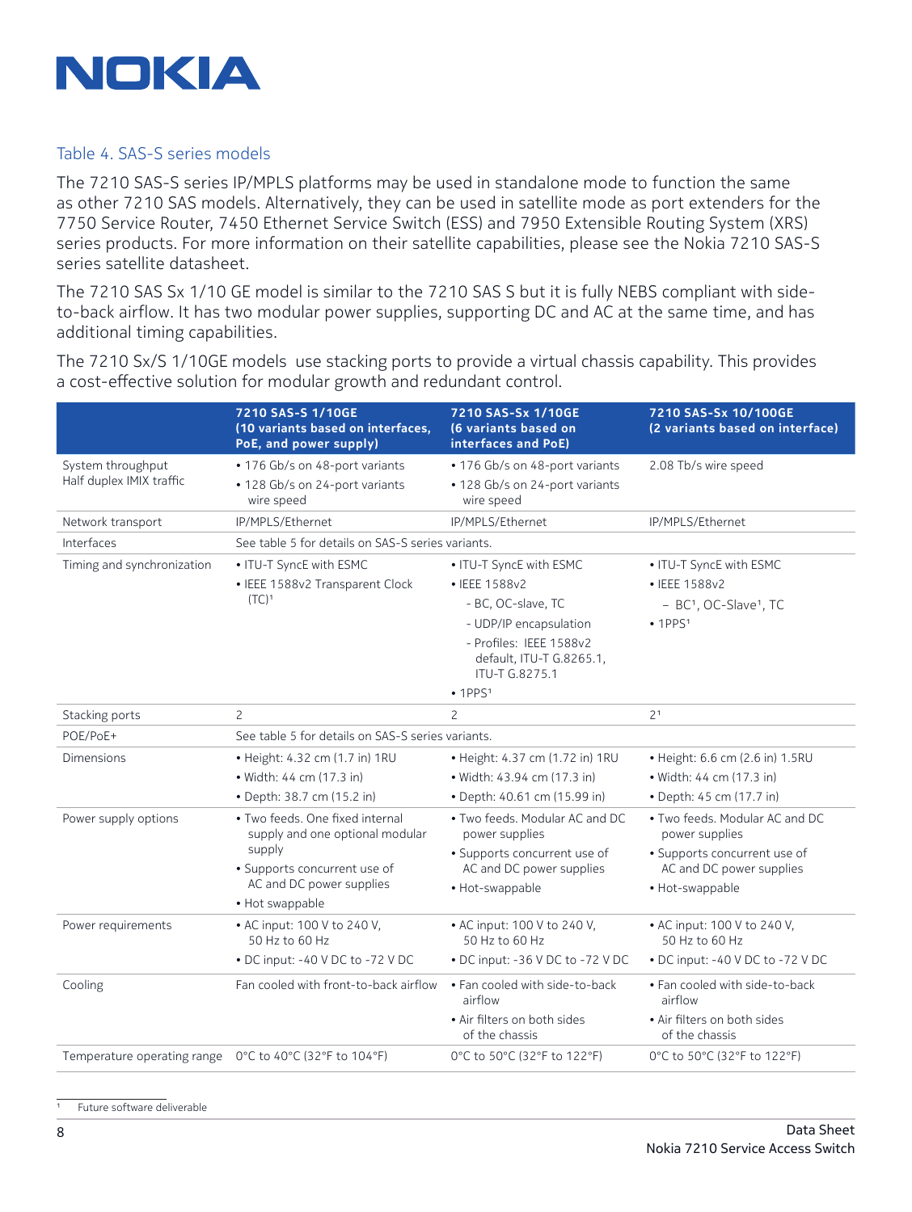Table 4. SAS-S series models

The 7210 SAS-S series IP/MPLS platforms may be used in standalone mode to function the same as other 7210 SAS models. Alternatively, they can be used in satellite mode as port extenders for the 7750 Service Router, 7450 Ethernet Service Switch (ESS) and 7950 Extensible Routing System (XRS) series products. For more information on their satellite capabilities, please see the Nokia 7210 SAS-S series satellite datasheet.

The 7210 SAS Sx 1/10 GE model is similar to the 7210 SAS S but it is fully NEBS compliant with side-to-back airflow. It has two modular power supplies, supporting DC and AC at the same time, and has additional timing capabilities.

The 7210 Sx/S 1/10GE models use stacking ports to provide a virtual chassis capability. This provides a cost-effective solution for modular growth and redundant control.

| | 7210 SAS-S 1/10GE (10 variants based on interfaces, PoE, and power supply) | 7210 SAS-Sx 1/10GE (6 variants based on interfaces and PoE) | 7210 SAS-Sx 10/100GE (2 variants based on interface) |
|---|---|---|---|
| System throughput Half duplex IMIX traffic | • 176 Gb/s on 48-port variants<br>• 128 Gb/s on 24-port variants wire speed | • 176 Gb/s on 48-port variants<br>• 128 Gb/s on 24-port variants wire speed | 2.08 Tb/s wire speed |
| Network transport | IP/MPLS/Ethernet | IP/MPLS/Ethernet | IP/MPLS/Ethernet |
| Interfaces | See table 5 for details on SAS-S series variants. | | |
| Timing and synchronization | • ITU-T SyncE with ESMC<br>• IEEE 1588v2 Transparent Clock (TC)[1] | • ITU-T SyncE with ESMC<br>• IEEE 1588v2<br>- BC, OC-slave, TC<br>- UDP/IP encapsulation<br>- Profiles: IEEE 1588v2 default, ITU-T G.8265.1, ITU-T G.8275.1<br>• 1PPS[1] | • ITU-T SyncE with ESMC<br>• IEEE 1588v2<br>– BC[1], OC-Slave[1], TC<br>• 1PPS[1] |
| Stacking ports | 2 | 2 | 2[1] |
| POE/PoE+ | See table 5 for details on SAS-S series variants. | | |
| Dimensions | • Height: 4.32 cm (1.7 in) 1RU<br>• Width: 44 cm (17.3 in)<br>• Depth: 38.7 cm (15.2 in) | • Height: 4.37 cm (1.72 in) 1RU<br>• Width: 43.94 cm (17.3 in)<br>• Depth: 40.61 cm (15.99 in) | • Height: 6.6 cm (2.6 in) 1.5RU<br>• Width: 44 cm (17.3 in)<br>• Depth: 45 cm (17.7 in) |
| Power supply options | • Two feeds. One fixed internal supply and one optional modular supply<br>• Supports concurrent use of AC and DC power supplies<br>• Hot swappable | • Two feeds. Modular AC and DC power supplies<br>• Supports concurrent use of AC and DC power supplies<br>• Hot-swappable | • Two feeds. Modular AC and DC power supplies<br>• Supports concurrent use of AC and DC power supplies<br>• Hot-swappable |
| Power requirements | • AC input: 100 V to 240 V, 50 Hz to 60 Hz<br>• DC input: -40 V DC to -72 V DC | • AC input: 100 V to 240 V, 50 Hz to 60 Hz<br>• DC input: -36 V DC to -72 V DC | • AC input: 100 V to 240 V, 50 Hz to 60 Hz<br>• DC input: -40 V DC to -72 V DC |
| Cooling | Fan cooled with front-to-back airflow | • Fan cooled with side-to-back airflow<br>• Air filters on both sides of the chassis | • Fan cooled with side-to-back airflow<br>• Air filters on both sides of the chassis |
| Temperature operating range | 0°C to 40°C (32°F to 104°F) | 0°C to 50°C (32°F to 122°F) | 0°C to 50°C (32°F to 122°F) |

[1] Future software deliverable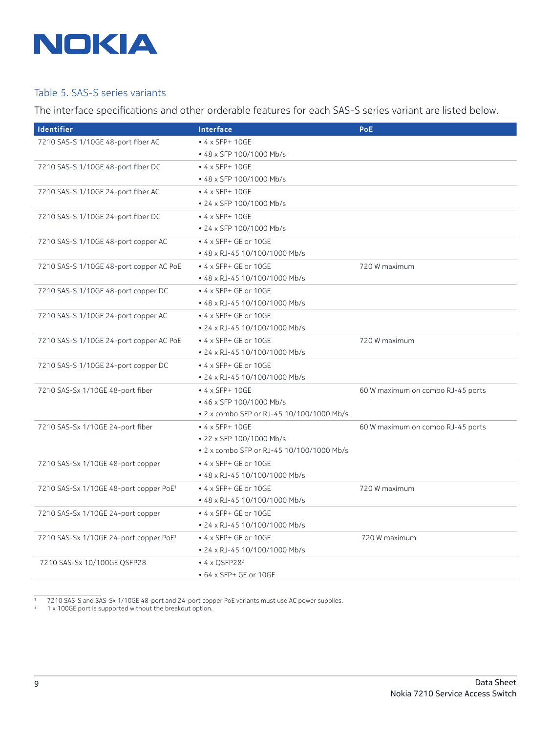### Table 5. SAS-S series variants

The interface specifications and other orderable features for each SAS-S series variant are listed below.

| Identifier | Interface | PoE |
|---|---|---|
| 7210 SAS-S 1/10GE 48-port fiber AC | • 4 x SFP+ 10GE<br>• 48 x SFP 100/1000 Mb/s | |
| 7210 SAS-S 1/10GE 48-port fiber DC | • 4 x SFP+ 10GE<br>• 48 x SFP 100/1000 Mb/s | |
| 7210 SAS-S 1/10GE 24-port fiber AC | • 4 x SFP+ 10GE<br>• 24 x SFP 100/1000 Mb/s | |
| 7210 SAS-S 1/10GE 24-port fiber DC | • 4 x SFP+ 10GE<br>• 24 x SFP 100/1000 Mb/s | |
| 7210 SAS-S 1/10GE 48-port copper AC | • 4 x SFP+ GE or 10GE<br>• 48 x RJ-45 10/100/1000 Mb/s | |
| 7210 SAS-S 1/10GE 48-port copper AC PoE | • 4 x SFP+ GE or 10GE<br>• 48 x RJ-45 10/100/1000 Mb/s | 720 W maximum |
| 7210 SAS-S 1/10GE 48-port copper DC | • 4 x SFP+ GE or 10GE<br>• 48 x RJ-45 10/100/1000 Mb/s | |
| 7210 SAS-S 1/10GE 24-port copper AC | • 4 x SFP+ GE or 10GE<br>• 24 x RJ-45 10/100/1000 Mb/s | |
| 7210 SAS-S 1/10GE 24-port copper AC PoE | • 4 x SFP+ GE or 10GE<br>• 24 x RJ-45 10/100/1000 Mb/s | 720 W maximum |
| 7210 SAS-S 1/10GE 24-port copper DC | • 4 x SFP+ GE or 10GE<br>• 24 x RJ-45 10/100/1000 Mb/s | |
| 7210 SAS-Sx 1/10GE 48-port fiber | • 4 x SFP+ 10GE<br>• 46 x SFP 100/1000 Mb/s<br>• 2 x combo SFP or RJ-45 10/100/1000 Mb/s | 60 W maximum on combo RJ-45 ports |
| 7210 SAS-Sx 1/10GE 24-port fiber | • 4 x SFP+ 10GE<br>• 22 x SFP 100/1000 Mb/s<br>• 2 x combo SFP or RJ-45 10/100/1000 Mb/s | 60 W maximum on combo RJ-45 ports |
| 7210 SAS-Sx 1/10GE 48-port copper | • 4 x SFP+ GE or 10GE<br>• 48 x RJ-45 10/100/1000 Mb/s | |
| 7210 SAS-Sx 1/10GE 48-port copper PoE[1] | • 4 x SFP+ GE or 10GE<br>• 48 x RJ-45 10/100/1000 Mb/s | 720 W maximum |
| 7210 SAS-Sx 1/10GE 24-port copper | • 4 x SFP+ GE or 10GE<br>• 24 x RJ-45 10/100/1000 Mb/s | |
| 7210 SAS-Sx 1/10GE 24-port copper PoE[1] | • 4 x SFP+ GE or 10GE<br>• 24 x RJ-45 10/100/1000 Mb/s | 720 W maximum |
| 7210 SAS-Sx 10/100GE QSFP28 | • 4 x QSFP28[2]<br>• 64 x SFP+ GE or 10GE | |

[1] 7210 SAS-S and SAS-Sx 1/10GE 48-port and 24-port copper PoE variants must use AC power supplies.
[2] 1 x 100GE port is supported without the breakout option.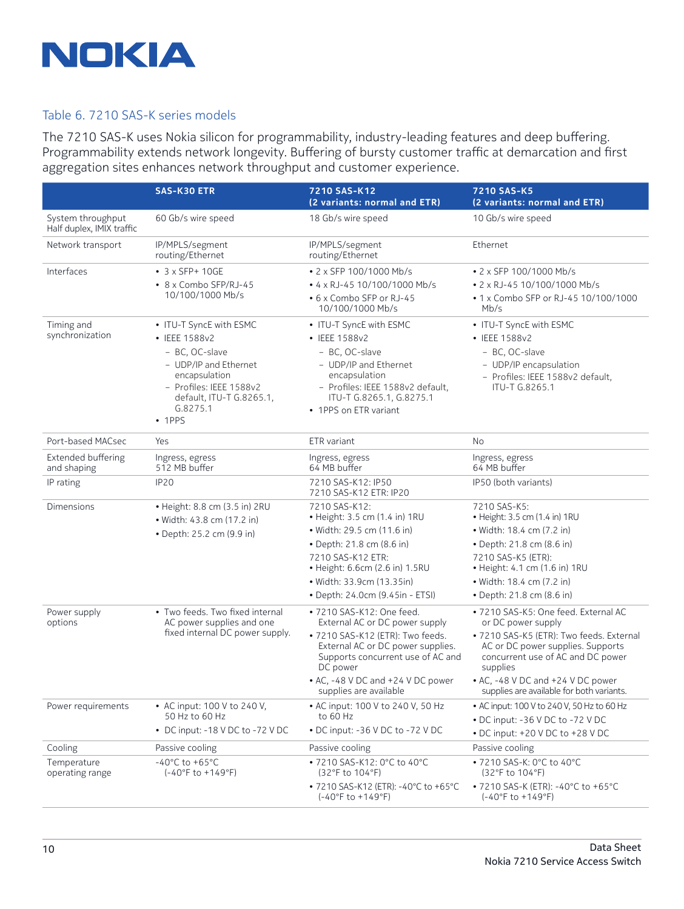### Table 6. 7210 SAS-K series models

The 7210 SAS-K uses Nokia silicon for programmability, industry-leading features and deep buffering. Programmability extends network longevity. Buffering of bursty customer traffic at demarcation and first aggregation sites enhances network throughput and customer experience.

| | SAS-K30 ETR | 7210 SAS-K12 (2 variants: normal and ETR) | 7210 SAS-K5 (2 variants: normal and ETR) |
|---|---|---|---|
| System throughput Half duplex, IMIX traffic | 60 Gb/s wire speed | 18 Gb/s wire speed | 10 Gb/s wire speed |
| Network transport | IP/MPLS/segment routing/Ethernet | IP/MPLS/segment routing/Ethernet | Ethernet |
| Interfaces | • 3 x SFP+ 10GE<br>• 8 x Combo SFP/RJ-45 10/100/1000 Mb/s | • 2 x SFP 100/1000 Mb/s<br>• 4 x RJ-45 10/100/1000 Mb/s<br>• 6 x Combo SFP or RJ-45 10/100/1000 Mb/s | • 2 x SFP 100/1000 Mb/s<br>• 2 x RJ-45 10/100/1000 Mb/s<br>• 1 x Combo SFP or RJ-45 10/100/1000 Mb/s |
| Timing and synchronization | • ITU-T SyncE with ESMC<br>• IEEE 1588v2<br>– BC, OC-slave<br>– UDP/IP and Ethernet encapsulation<br>– Profiles: IEEE 1588v2 default, ITU-T G.8265.1, G.8275.1<br>• 1PPS | • ITU-T SyncE with ESMC<br>• IEEE 1588v2<br>– BC, OC-slave<br>– UDP/IP and Ethernet encapsulation<br>– Profiles: IEEE 1588v2 default, ITU-T G.8265.1, G.8275.1<br>• 1PPS on ETR variant | • ITU-T SyncE with ESMC<br>• IEEE 1588v2<br>– BC, OC-slave<br>– UDP/IP encapsulation<br>– Profiles: IEEE 1588v2 default, ITU-T G.8265.1 |
| Port-based MACsec | Yes | ETR variant | No |
| Extended buffering and shaping | Ingress, egress 512 MB buffer | Ingress, egress 64 MB buffer | Ingress, egress 64 MB buffer |
| IP rating | IP20 | 7210 SAS-K12: IP50<br>7210 SAS-K12 ETR: IP20 | IP50 (both variants) |
| Dimensions | • Height: 8.8 cm (3.5 in) 2RU<br>• Width: 43.8 cm (17.2 in)<br>• Depth: 25.2 cm (9.9 in) | 7210 SAS-K12:<br>• Height: 3.5 cm (1.4 in) 1RU<br>• Width: 29.5 cm (11.6 in)<br>• Depth: 21.8 cm (8.6 in)<br>7210 SAS-K12 ETR:<br>• Height: 6.6cm (2.6 in) 1.5RU<br>• Width: 33.9cm (13.35in)<br>• Depth: 24.0cm (9.45in - ETSI) | 7210 SAS-K5:<br>• Height: 3.5 cm (1.4 in) 1RU<br>• Width: 18.4 cm (7.2 in)<br>• Depth: 21.8 cm (8.6 in)<br>7210 SAS-K5 (ETR):<br>• Height: 4.1 cm (1.6 in) 1RU<br>• Width: 18.4 cm (7.2 in)<br>• Depth: 21.8 cm (8.6 in) |
| Power supply options | • Two feeds. Two fixed internal AC power supplies and one fixed internal DC power supply. | • 7210 SAS-K12: One feed. External AC or DC power supply<br>• 7210 SAS-K12 (ETR): Two feeds. External AC or DC power supplies. Supports concurrent use of AC and DC power<br>• AC, -48 V DC and +24 V DC power supplies are available | • 7210 SAS-K5: One feed. External AC or DC power supply<br>• 7210 SAS-K5 (ETR): Two feeds. External AC or DC power supplies. Supports concurrent use of AC and DC power supplies<br>• AC, -48 V DC and +24 V DC power supplies are available for both variants. |
| Power requirements | • AC input: 100 V to 240 V, 50 Hz to 60 Hz<br>• DC input: -18 V DC to -72 V DC | • AC input: 100 V to 240 V, 50 Hz to 60 Hz<br>• DC input: -36 V DC to -72 V DC | • AC input: 100 V to 240 V, 50 Hz to 60 Hz<br>• DC input: -36 V DC to -72 V DC<br>• DC input: +20 V DC to +28 V DC |
| Cooling | Passive cooling | Passive cooling | Passive cooling |
| Temperature operating range | -40°C to +65°C (-40°F to +149°F) | • 7210 SAS-K12: 0°C to 40°C (32°F to 104°F)<br>• 7210 SAS-K12 (ETR): -40°C to +65°C (-40°F to +149°F) | • 7210 SAS-K: 0°C to 40°C (32°F to 104°F)<br>• 7210 SAS-K (ETR): -40°C to +65°C (-40°F to +149°F) |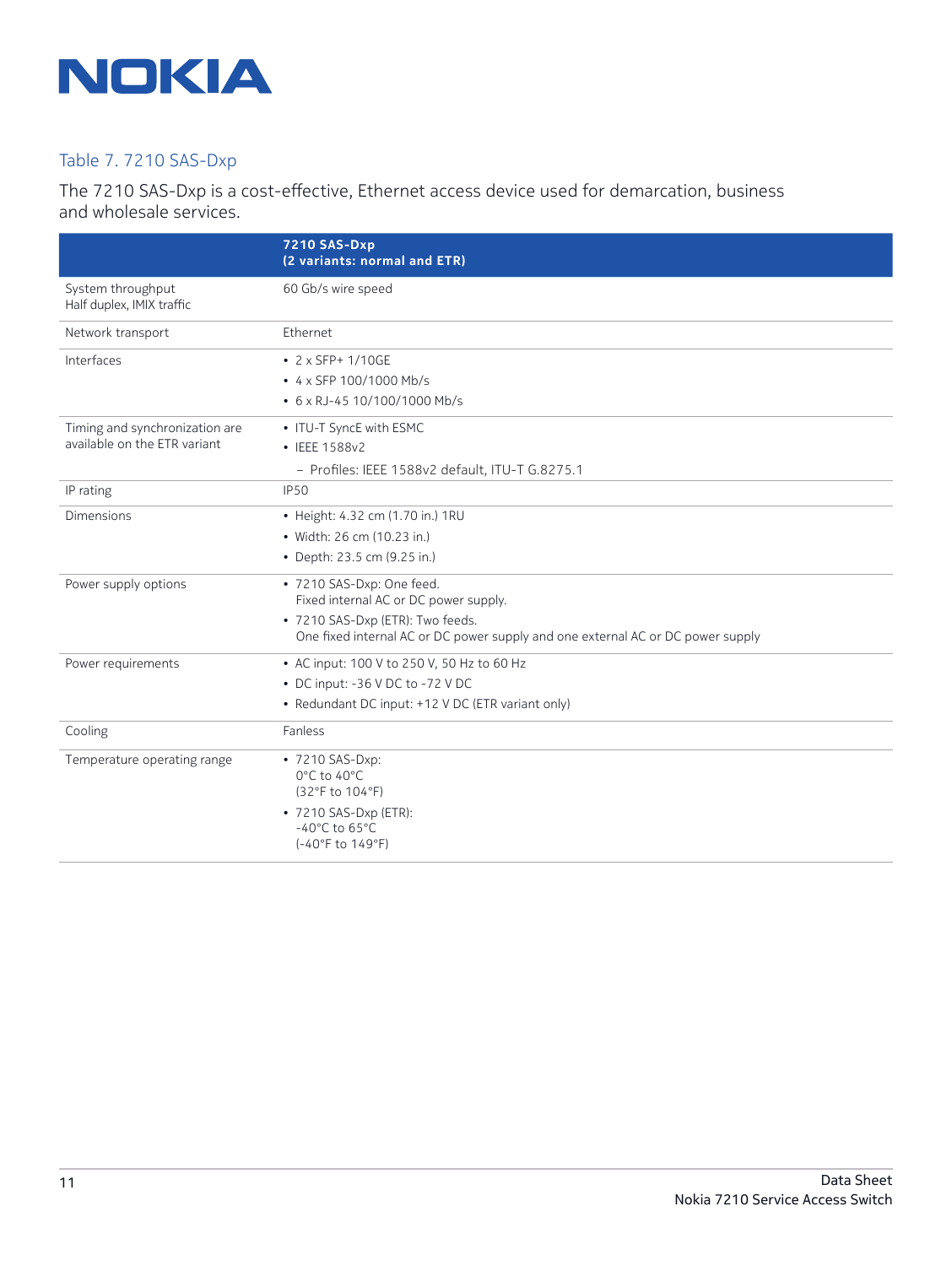Table 7. 7210 SAS-Dxp

The 7210 SAS-Dxp is a cost-effective, Ethernet access device used for demarcation, business and wholesale services.

| | **7210 SAS-Dxp (2 variants: normal and ETR)** |
|---|---|
| System throughput Half duplex, IMIX traffic | 60 Gb/s wire speed |
| Network transport | Ethernet |
| Interfaces | • 2 x SFP+ 1/10GE<br>• 4 x SFP 100/1000 Mb/s<br>• 6 x RJ-45 10/100/1000 Mb/s |
| Timing and synchronization are available on the ETR variant | • ITU-T SyncE with ESMC<br>• IEEE 1588v2<br>– Profiles: IEEE 1588v2 default, ITU-T G.8275.1 |
| IP rating | IP50 |
| Dimensions | • Height: 4.32 cm (1.70 in.) 1RU<br>• Width: 26 cm (10.23 in.)<br>• Depth: 23.5 cm (9.25 in.) |
| Power supply options | • 7210 SAS-Dxp: One feed. Fixed internal AC or DC power supply.<br>• 7210 SAS-Dxp (ETR): Two feeds. One fixed internal AC or DC power supply and one external AC or DC power supply |
| Power requirements | • AC input: 100 V to 250 V, 50 Hz to 60 Hz<br>• DC input: -36 V DC to -72 V DC<br>• Redundant DC input: +12 V DC (ETR variant only) |
| Cooling | Fanless |
| Temperature operating range | • 7210 SAS-Dxp: 0°C to 40°C (32°F to 104°F)<br>• 7210 SAS-Dxp (ETR): -40°C to 65°C (-40°F to 149°F) |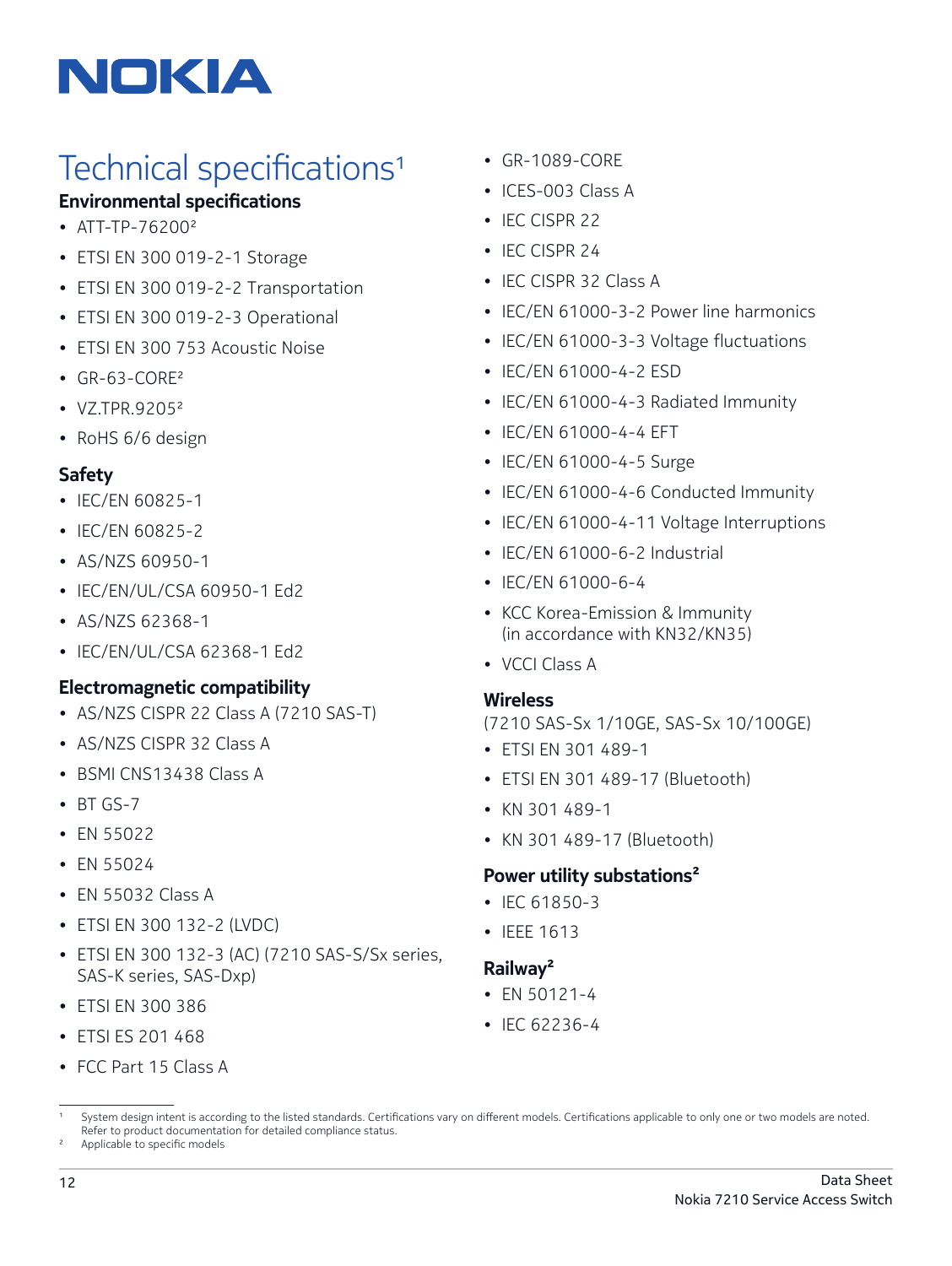# Technical specifications[1]

### Environmental specifications

- ATT-TP-76200[2]
- ETSI EN 300 019-2-1 Storage
- ETSI EN 300 019-2-2 Transportation
- ETSI EN 300 019-2-3 Operational
- ETSI EN 300 753 Acoustic Noise
- GR-63-CORE[2]
- VZ.TPR.9205[2]
- RoHS 6/6 design

### Safety

- IEC/EN 60825-1
- IEC/EN 60825-2
- AS/NZS 60950-1
- IEC/EN/UL/CSA 60950-1 Ed2
- AS/NZS 62368-1
- IEC/EN/UL/CSA 62368-1 Ed2

### Electromagnetic compatibility

- AS/NZS CISPR 22 Class A (7210 SAS-T)
- AS/NZS CISPR 32 Class A
- BSMI CNS13438 Class A
- BT GS-7
- EN 55022
- EN 55024
- EN 55032 Class A
- ETSI EN 300 132-2 (LVDC)
- ETSI EN 300 132-3 (AC) (7210 SAS-S/Sx series, SAS-K series, SAS-Dxp)
- ETSI EN 300 386
- ETSI ES 201 468
- FCC Part 15 Class A
- GR-1089-CORE
- ICES-003 Class A
- IEC CISPR 22
- IEC CISPR 24
- IEC CISPR 32 Class A
- IEC/EN 61000-3-2 Power line harmonics
- IEC/EN 61000-3-3 Voltage fluctuations
- IEC/EN 61000-4-2 ESD
- IEC/EN 61000-4-3 Radiated Immunity
- IEC/EN 61000-4-4 EFT
- IEC/EN 61000-4-5 Surge
- IEC/EN 61000-4-6 Conducted Immunity
- IEC/EN 61000-4-11 Voltage Interruptions
- IEC/EN 61000-6-2 Industrial
- IEC/EN 61000-6-4
- KCC Korea-Emission & Immunity (in accordance with KN32/KN35)
- VCCI Class A

### Wireless

(7210 SAS-Sx 1/10GE, SAS-Sx 10/100GE)

- ETSI EN 301 489-1
- ETSI EN 301 489-17 (Bluetooth)
- KN 301 489-1
- KN 301 489-17 (Bluetooth)

### Power utility substations[2]

- IEC 61850-3
- IEEE 1613

### Railway[2]

- EN 50121-4
- IEC 62236-4

---

[1] System design intent is according to the listed standards. Certifications vary on different models. Certifications applicable to only one or two models are noted. Refer to product documentation for detailed compliance status.

[2] Applicable to specific models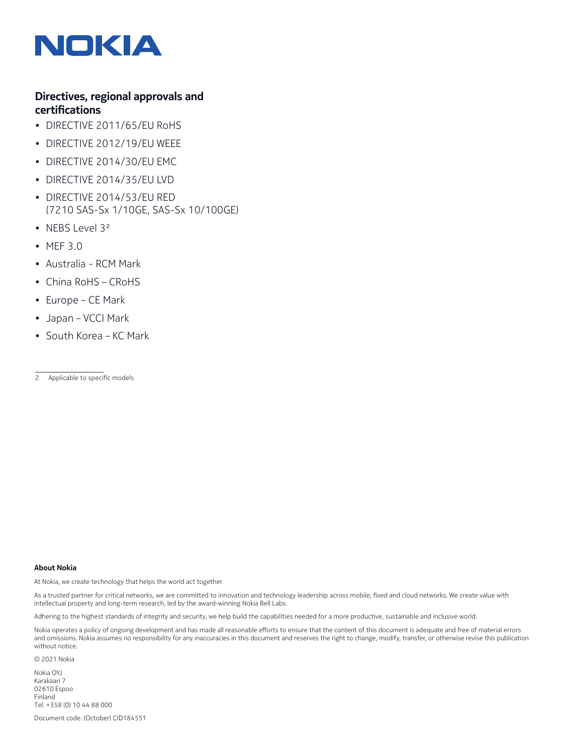NOKIA

## Directives, regional approvals and certifications

- DIRECTIVE 2011/65/EU RoHS
- DIRECTIVE 2012/19/EU WEEE
- DIRECTIVE 2014/30/EU EMC
- DIRECTIVE 2014/35/EU LVD
- DIRECTIVE 2014/53/EU RED (7210 SAS-Sx 1/10GE, SAS-Sx 10/100GE)
- NEBS Level 3[2]
- MEF 3.0
- Australia - RCM Mark
- China RoHS – CRoHS
- Europe – CE Mark
- Japan – VCCI Mark
- South Korea – KC Mark

2 Applicable to specific models

**About Nokia**

At Nokia, we create technology that helps the world act together.

As a trusted partner for critical networks, we are committed to innovation and technology leadership across mobile, fixed and cloud networks. We create value with intellectual property and long-term research, led by the award-winning Nokia Bell Labs.

Adhering to the highest standards of integrity and security, we help build the capabilities needed for a more productive, sustainable and inclusive world.

Nokia operates a policy of ongoing development and has made all reasonable efforts to ensure that the content of this document is adequate and free of material errors and omissions. Nokia assumes no responsibility for any inaccuracies in this document and reserves the right to change, modify, transfer, or otherwise revise this publication without notice.

© 2021 Nokia

Nokia OYJ
Karakaari 7
02610 Espoo
Finland
Tel. +358 (0) 10 44 88 000

Document code: (October) CID184551